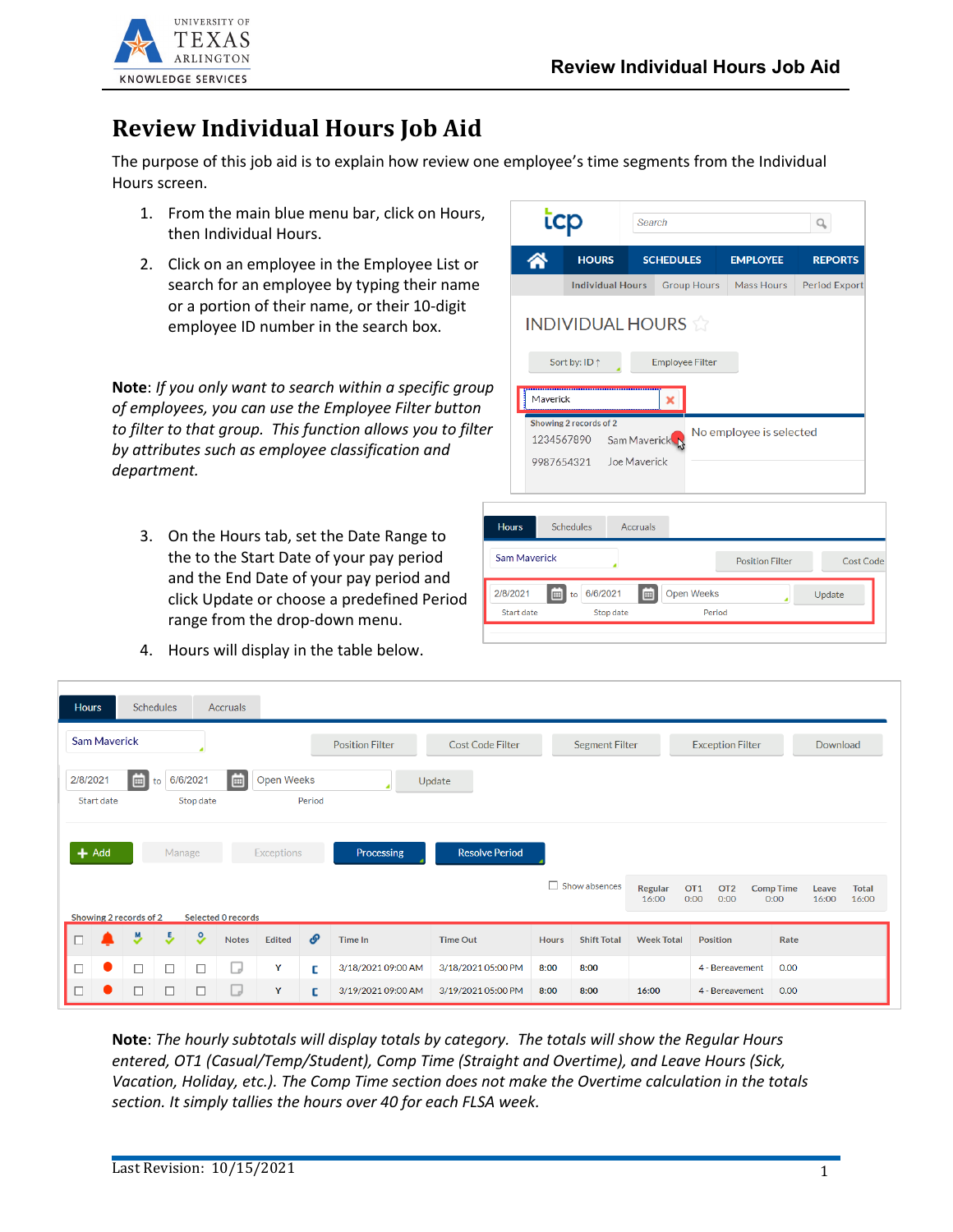# Review Individual Hours Job Aid

The purpose of this job aid is to explain how review one employee's time segments from the Individual Hours screen.

1. From the main blue menu bar, click on Hours, then Individual Hours.
2. Click on an employee in the Employee List or search for an employee by typing their name or a portion of their name, or their 10-digit employee ID number in the search box.

**Note**: *If you only want to search within a specific group of employees, you can use the Employee Filter button to filter to that group. This function allows you to filter by attributes such as employee classification and department.*

3. On the Hours tab, set the Date Range to the to the Start Date of your pay period and the End Date of your pay period and click Update or choose a predefined Period range from the drop-down menu.
4. Hours will display in the table below.

**Note**: *The hourly subtotals will display totals by category. The totals will show the Regular Hours entered, OT1 (Casual/Temp/Student), Comp Time (Straight and Overtime), and Leave Hours (Sick, Vacation, Holiday, etc.). The Comp Time section does not make the Overtime calculation in the totals section. It simply tallies the hours over 40 for each FLSA week.*

Last Revision: 10/15/2021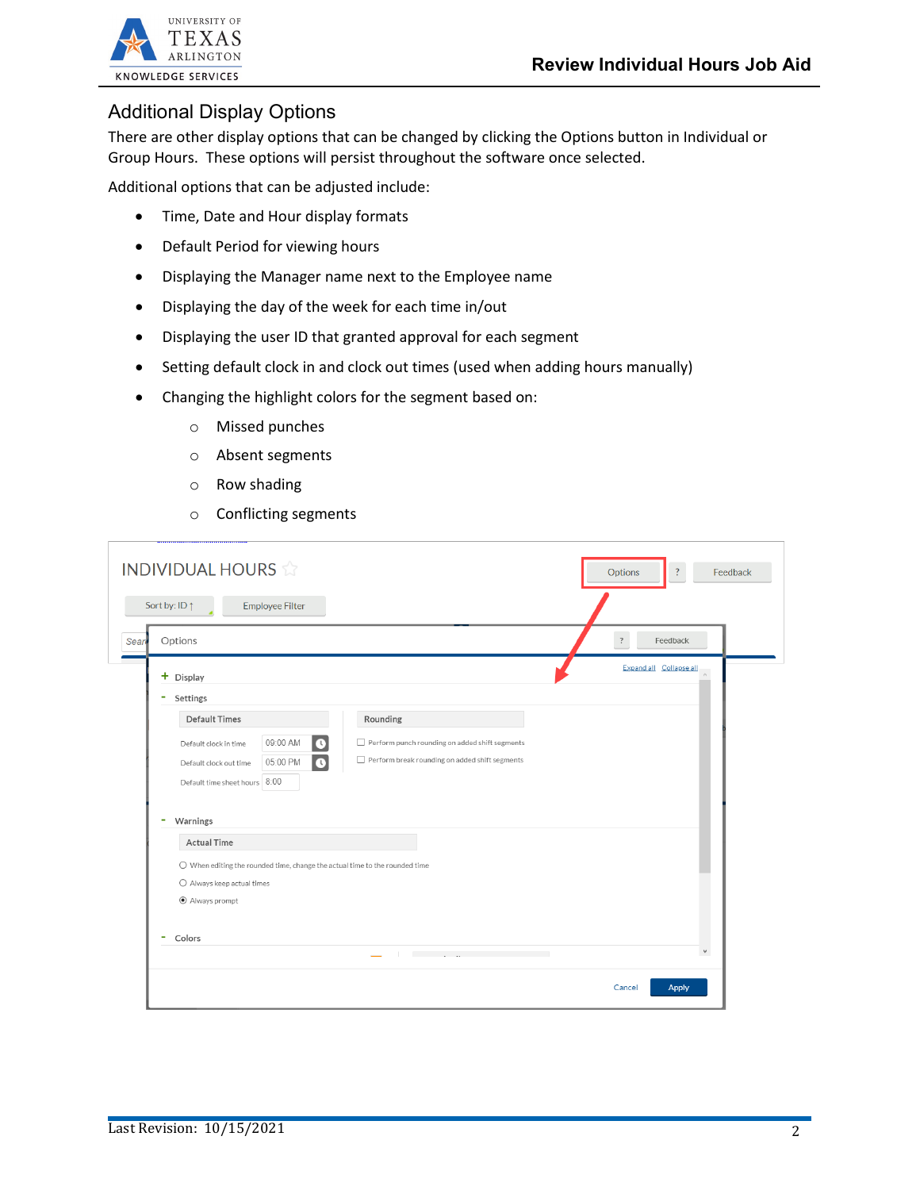## Additional Display Options

There are other display options that can be changed by clicking the Options button in Individual or Group Hours. These options will persist throughout the software once selected.

Additional options that can be adjusted include:

- Time, Date and Hour display formats
- Default Period for viewing hours
- Displaying the Manager name next to the Employee name
- Displaying the day of the week for each time in/out
- Displaying the user ID that granted approval for each segment
- Setting default clock in and clock out times (used when adding hours manually)
- Changing the highlight colors for the segment based on:
  - Missed punches
  - Absent segments
  - Row shading
  - Conflicting segments